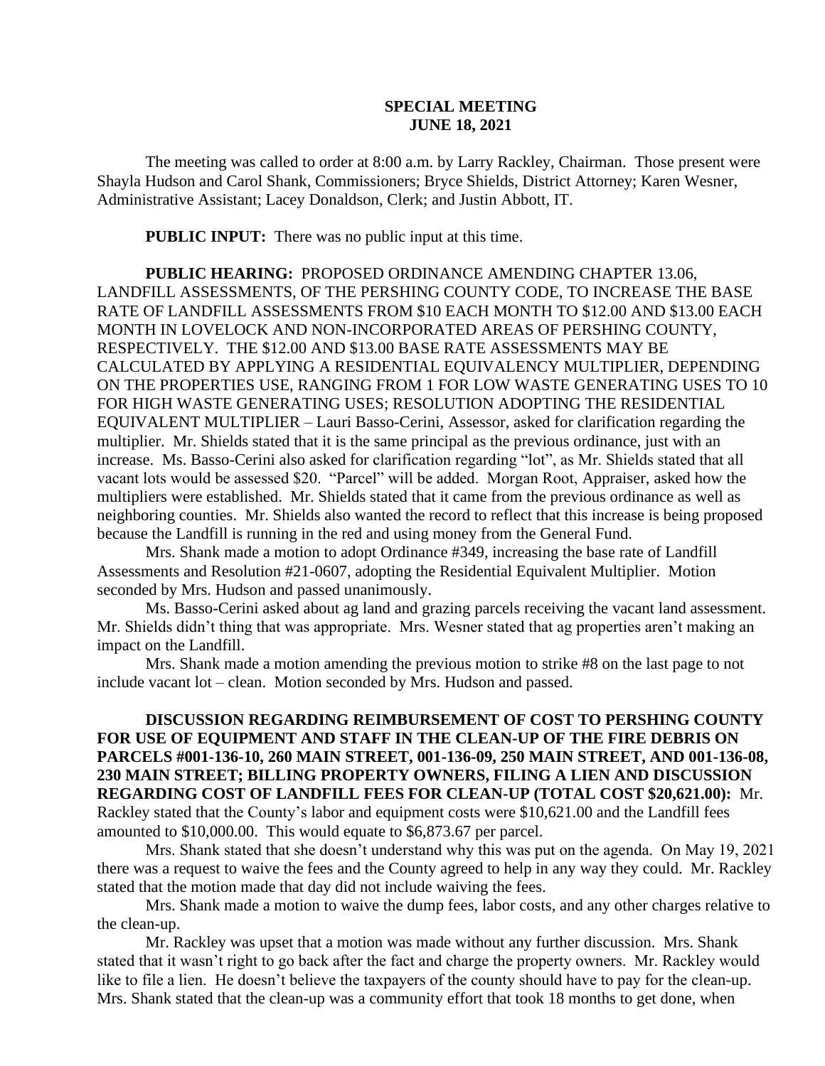**SPECIAL MEETING**
**JUNE 18, 2021**

The meeting was called to order at 8:00 a.m. by Larry Rackley, Chairman. Those present were Shayla Hudson and Carol Shank, Commissioners; Bryce Shields, District Attorney; Karen Wesner, Administrative Assistant; Lacey Donaldson, Clerk; and Justin Abbott, IT.

**PUBLIC INPUT:** There was no public input at this time.

**PUBLIC HEARING:** PROPOSED ORDINANCE AMENDING CHAPTER 13.06, LANDFILL ASSESSMENTS, OF THE PERSHING COUNTY CODE, TO INCREASE THE BASE RATE OF LANDFILL ASSESSMENTS FROM $10 EACH MONTH TO $12.00 AND $13.00 EACH MONTH IN LOVELOCK AND NON-INCORPORATED AREAS OF PERSHING COUNTY, RESPECTIVELY. THE $12.00 AND $13.00 BASE RATE ASSESSMENTS MAY BE CALCULATED BY APPLYING A RESIDENTIAL EQUIVALENCY MULTIPLIER, DEPENDING ON THE PROPERTIES USE, RANGING FROM 1 FOR LOW WASTE GENERATING USES TO 10 FOR HIGH WASTE GENERATING USES; RESOLUTION ADOPTING THE RESIDENTIAL EQUIVALENT MULTIPLIER – Lauri Basso-Cerini, Assessor, asked for clarification regarding the multiplier. Mr. Shields stated that it is the same principal as the previous ordinance, just with an increase. Ms. Basso-Cerini also asked for clarification regarding "lot", as Mr. Shields stated that all vacant lots would be assessed $20. "Parcel" will be added. Morgan Root, Appraiser, asked how the multipliers were established. Mr. Shields stated that it came from the previous ordinance as well as neighboring counties. Mr. Shields also wanted the record to reflect that this increase is being proposed because the Landfill is running in the red and using money from the General Fund.

Mrs. Shank made a motion to adopt Ordinance #349, increasing the base rate of Landfill Assessments and Resolution #21-0607, adopting the Residential Equivalent Multiplier. Motion seconded by Mrs. Hudson and passed unanimously.

Ms. Basso-Cerini asked about ag land and grazing parcels receiving the vacant land assessment. Mr. Shields didn't thing that was appropriate. Mrs. Wesner stated that ag properties aren't making an impact on the Landfill.

Mrs. Shank made a motion amending the previous motion to strike #8 on the last page to not include vacant lot – clean. Motion seconded by Mrs. Hudson and passed.

**DISCUSSION REGARDING REIMBURSEMENT OF COST TO PERSHING COUNTY FOR USE OF EQUIPMENT AND STAFF IN THE CLEAN-UP OF THE FIRE DEBRIS ON PARCELS #001-136-10, 260 MAIN STREET, 001-136-09, 250 MAIN STREET, AND 001-136-08, 230 MAIN STREET; BILLING PROPERTY OWNERS, FILING A LIEN AND DISCUSSION REGARDING COST OF LANDFILL FEES FOR CLEAN-UP (TOTAL COST $20,621.00):** Mr. Rackley stated that the County's labor and equipment costs were $10,621.00 and the Landfill fees amounted to $10,000.00. This would equate to $6,873.67 per parcel.

Mrs. Shank stated that she doesn't understand why this was put on the agenda. On May 19, 2021 there was a request to waive the fees and the County agreed to help in any way they could. Mr. Rackley stated that the motion made that day did not include waiving the fees.

Mrs. Shank made a motion to waive the dump fees, labor costs, and any other charges relative to the clean-up.

Mr. Rackley was upset that a motion was made without any further discussion. Mrs. Shank stated that it wasn't right to go back after the fact and charge the property owners. Mr. Rackley would like to file a lien. He doesn't believe the taxpayers of the county should have to pay for the clean-up. Mrs. Shank stated that the clean-up was a community effort that took 18 months to get done, when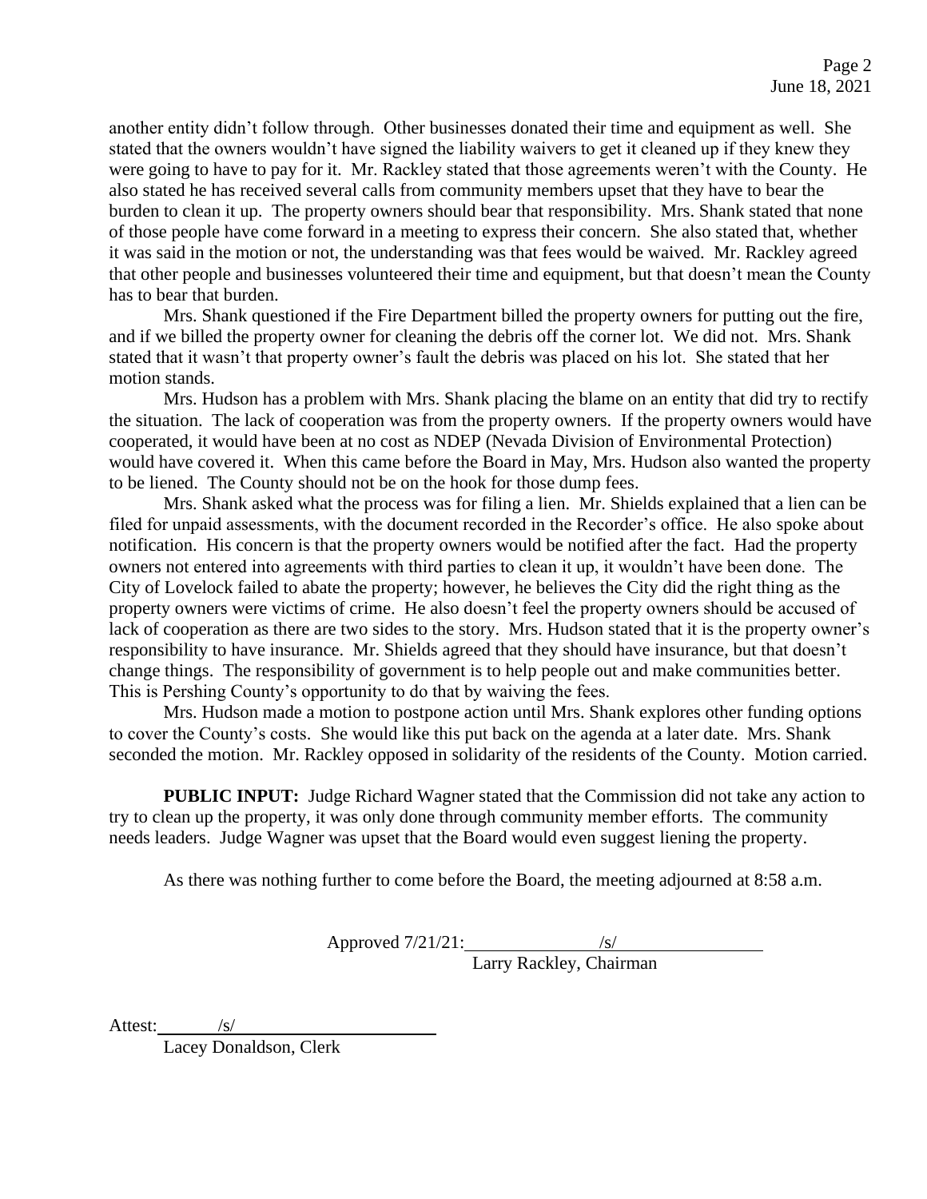another entity didn't follow through. Other businesses donated their time and equipment as well. She stated that the owners wouldn't have signed the liability waivers to get it cleaned up if they knew they were going to have to pay for it. Mr. Rackley stated that those agreements weren't with the County. He also stated he has received several calls from community members upset that they have to bear the burden to clean it up. The property owners should bear that responsibility. Mrs. Shank stated that none of those people have come forward in a meeting to express their concern. She also stated that, whether it was said in the motion or not, the understanding was that fees would be waived. Mr. Rackley agreed that other people and businesses volunteered their time and equipment, but that doesn't mean the County has to bear that burden.

Mrs. Shank questioned if the Fire Department billed the property owners for putting out the fire, and if we billed the property owner for cleaning the debris off the corner lot. We did not. Mrs. Shank stated that it wasn't that property owner's fault the debris was placed on his lot. She stated that her motion stands.

Mrs. Hudson has a problem with Mrs. Shank placing the blame on an entity that did try to rectify the situation. The lack of cooperation was from the property owners. If the property owners would have cooperated, it would have been at no cost as NDEP (Nevada Division of Environmental Protection) would have covered it. When this came before the Board in May, Mrs. Hudson also wanted the property to be liened. The County should not be on the hook for those dump fees.

Mrs. Shank asked what the process was for filing a lien. Mr. Shields explained that a lien can be filed for unpaid assessments, with the document recorded in the Recorder's office. He also spoke about notification. His concern is that the property owners would be notified after the fact. Had the property owners not entered into agreements with third parties to clean it up, it wouldn't have been done. The City of Lovelock failed to abate the property; however, he believes the City did the right thing as the property owners were victims of crime. He also doesn't feel the property owners should be accused of lack of cooperation as there are two sides to the story. Mrs. Hudson stated that it is the property owner's responsibility to have insurance. Mr. Shields agreed that they should have insurance, but that doesn't change things. The responsibility of government is to help people out and make communities better. This is Pershing County's opportunity to do that by waiving the fees.

Mrs. Hudson made a motion to postpone action until Mrs. Shank explores other funding options to cover the County's costs. She would like this put back on the agenda at a later date. Mrs. Shank seconded the motion. Mr. Rackley opposed in solidarity of the residents of the County. Motion carried.

**PUBLIC INPUT:** Judge Richard Wagner stated that the Commission did not take any action to try to clean up the property, it was only done through community member efforts. The community needs leaders. Judge Wagner was upset that the Board would even suggest liening the property.

As there was nothing further to come before the Board, the meeting adjourned at 8:58 a.m.

Approved 7/21/21: /s/
Larry Rackley, Chairman

Attest: /s/
Lacey Donaldson, Clerk